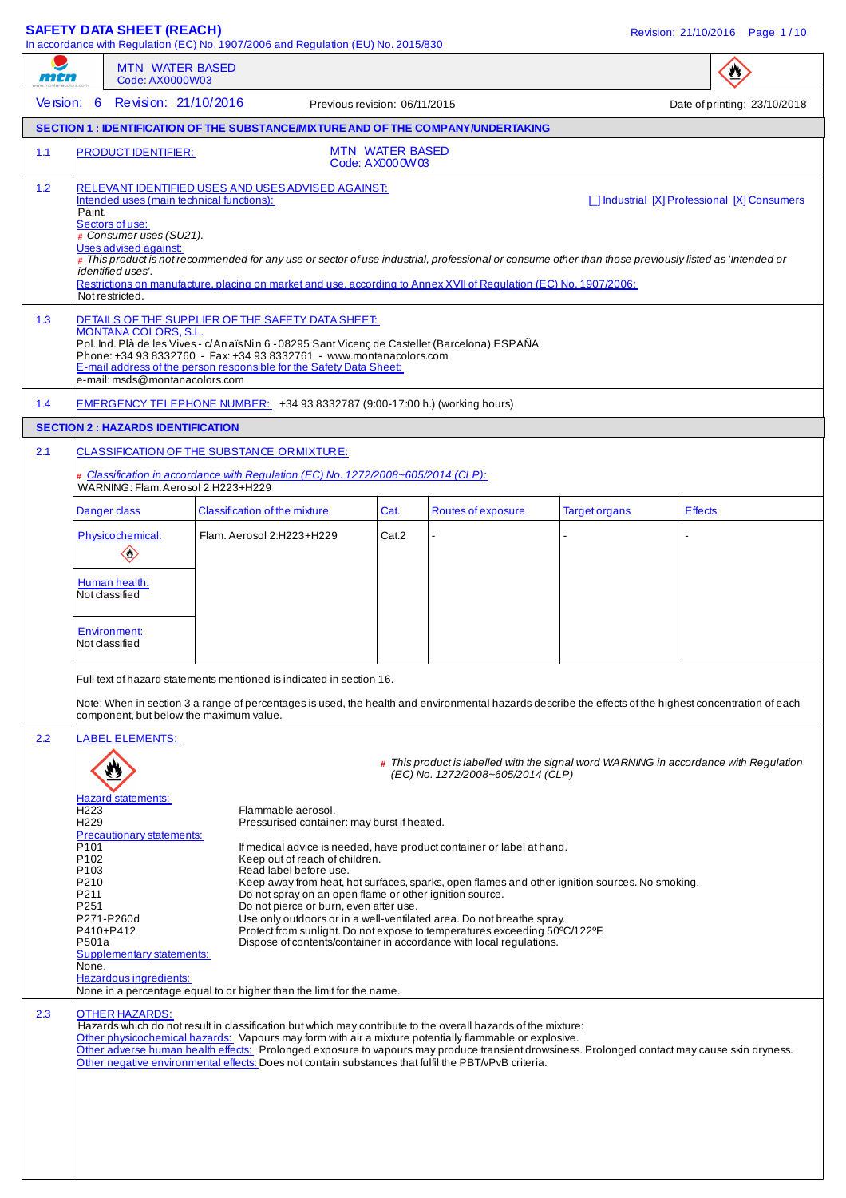# SAFETY DATA SHEET (REACH)

In accordance with Regulation (EC) No. 1907/2006 and Regulation (EU) No. 2015/830

**MTN WATER BASED**
Code: AX0000W03

Version: 6 Revision: 21/10/2016 Previous revision: 06/11/2015 Date of printing: 23/10/2018

## SECTION 1 : IDENTIFICATION OF THE SUBSTANCE/MIXTURE AND OF THE COMPANY/UNDERTAKING

**1.1 PRODUCT IDENTIFIER:** MTN WATER BASED
Code: AX0000W03

**1.2 RELEVANT IDENTIFIED USES AND USES ADVISED AGAINST:**

Intended uses (main technical functions): [ ] Industrial [X] Professional [X] Consumers

Paint.

Sectors of use:

*# Consumer uses (SU21).*

Uses advised against:

*# This product is not recommended for any use or sector of use industrial, professional or consume other than those previously listed as 'Intended or identified uses'.*

Restrictions on manufacture, placing on market and use, according to Annex XVII of Regulation (EC) No. 1907/2006:

Not restricted.

**1.3 DETAILS OF THE SUPPLIER OF THE SAFETY DATA SHEET:**

MONTANA COLORS, S.L.
Pol. Ind. Plà de les Vives - c/Anaïs Nin 6 - 08295 Sant Vicenç de Castellet (Barcelona) ESPAÑA
Phone: +34 93 8332760 - Fax: +34 93 8332761 - www.montanacolors.com

E-mail address of the person responsible for the Safety Data Sheet:
e-mail: msds@montanacolors.com

**1.4 EMERGENCY TELEPHONE NUMBER:** +34 93 8332787 (9:00-17:00 h.) (working hours)

## SECTION 2 : HAZARDS IDENTIFICATION

**2.1 CLASSIFICATION OF THE SUBSTANCE OR MIXTURE:**

*# Classification in accordance with Regulation (EC) No. 1272/2008~605/2014 (CLP):*

WARNING: Flam. Aerosol 2:H223+H229

| Danger class | Classification of the mixture | Cat. | Routes of exposure | Target organs | Effects |
|---|---|---|---|---|---|
| Physicochemical: | Flam. Aerosol 2:H223+H229 | Cat.2 | - | - | - |
| Human health: Not classified | | | | | |
| Environment: Not classified | | | | | |

Full text of hazard statements mentioned is indicated in section 16.

Note: When in section 3 a range of percentages is used, the health and environmental hazards describe the effects of the highest concentration of each component, but below the maximum value.

**2.2 LABEL ELEMENTS:**

*# This product is labelled with the signal word WARNING in accordance with Regulation (EC) No. 1272/2008~605/2014 (CLP)*

Hazard statements:

| | |
|---|---|
| H223 | Flammable aerosol. |
| H229 | Pressurised container: may burst if heated. |

Precautionary statements:

| | |
|---|---|
| P101 | If medical advice is needed, have product container or label at hand. |
| P102 | Keep out of reach of children. |
| P103 | Read label before use. |
| P210 | Keep away from heat, hot surfaces, sparks, open flames and other ignition sources. No smoking. |
| P211 | Do not spray on an open flame or other ignition source. |
| P251 | Do not pierce or burn, even after use. |
| P271-P260d | Use only outdoors or in a well-ventilated area. Do not breathe spray. |
| P410+P412 | Protect from sunlight. Do not expose to temperatures exceeding 50ºC/122ºF. |
| P501a | Dispose of contents/container in accordance with local regulations. |

Supplementary statements:
None.

Hazardous ingredients:
None in a percentage equal to or higher than the limit for the name.

**2.3 OTHER HAZARDS:**

Hazards which do not result in classification but which may contribute to the overall hazards of the mixture:

Other physicochemical hazards: Vapours may form with air a mixture potentially flammable or explosive.

Other adverse human health effects: Prolonged exposure to vapours may produce transient drowsiness. Prolonged contact may cause skin dryness.

Other negative environmental effects: Does not contain substances that fulfil the PBT/vPvB criteria.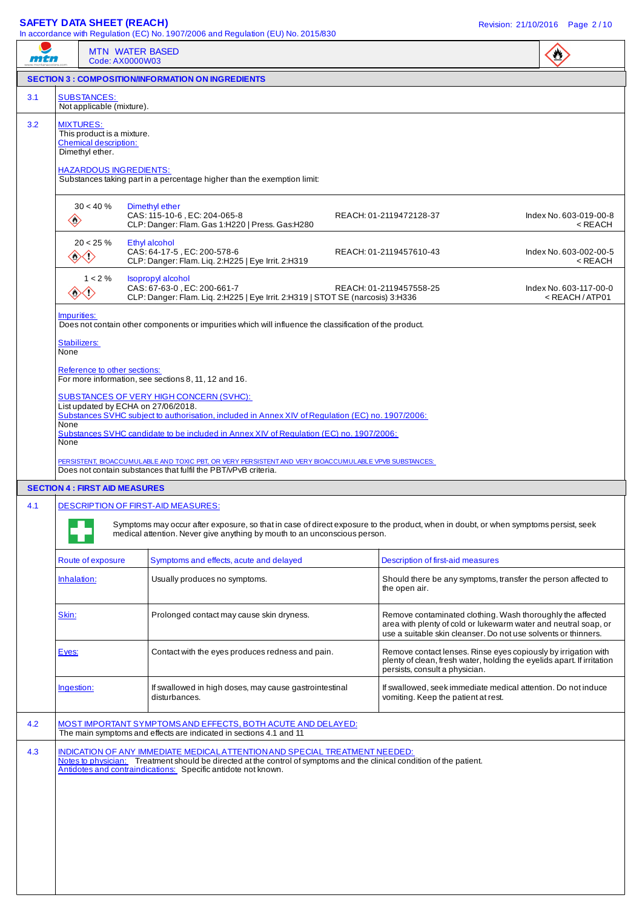## SECTION 3 : COMPOSITION/INFORMATION ON INGREDIENTS

**3.1 SUBSTANCES:**

Not applicable (mixture).

**3.2 MIXTURES:**

This product is a mixture.

Chemical description:

Dimethyl ether.

HAZARDOUS INGREDIENTS:

Substances taking part in a percentage higher than the exemption limit:

| % | Substance | REACH | Index |
|---|---|---|---|
| 30 < 40 % | Dimethyl ether<br>CAS: 115-10-6 , EC: 204-065-8<br>CLP: Danger: Flam. Gas 1:H220 \| Press. Gas:H280 | REACH: 01-2119472128-37 | Index No. 603-019-00-8<br>< REACH |
| 20 < 25 % | Ethyl alcohol<br>CAS: 64-17-5 , EC: 200-578-6<br>CLP: Danger: Flam. Liq. 2:H225 \| Eye Irrit. 2:H319 | REACH: 01-2119457610-43 | Index No. 603-002-00-5<br>< REACH |
| 1 < 2 % | Isopropyl alcohol<br>CAS: 67-63-0 , EC: 200-661-7<br>CLP: Danger: Flam. Liq. 2:H225 \| Eye Irrit. 2:H319 \| STOT SE (narcosis) 3:H336 | REACH: 01-2119457558-25 | Index No. 603-117-00-0<br>< REACH / ATP01 |

Impurities:

Does not contain other components or impurities which will influence the classification of the product.

Stabilizers:

None

Reference to other sections:

For more information, see sections 8, 11, 12 and 16.

SUBSTANCES OF VERY HIGH CONCERN (SVHC):

List updated by ECHA on 27/06/2018.

Substances SVHC subject to authorisation, included in Annex XIV of Regulation (EC) no. 1907/2006:

None

Substances SVHC candidate to be included in Annex XIV of Regulation (EC) no. 1907/2006:

None

PERSISTENT, BIOACCUMULABLE AND TOXIC PBT, OR VERY PERSISTENT AND VERY BIOACCUMULABLE VPVB SUBSTANCES:

Does not contain substances that fulfil the PBT/vPvB criteria.

## SECTION 4 : FIRST AID MEASURES

**4.1 DESCRIPTION OF FIRST-AID MEASURES:**

Symptoms may occur after exposure, so that in case of direct exposure to the product, when in doubt, or when symptoms persist, seek medical attention. Never give anything by mouth to an unconscious person.

| Route of exposure | Symptoms and effects, acute and delayed | Description of first-aid measures |
|---|---|---|
| Inhalation: | Usually produces no symptoms. | Should there be any symptoms, transfer the person affected to the open air. |
| Skin: | Prolonged contact may cause skin dryness. | Remove contaminated clothing. Wash thoroughly the affected area with plenty of cold or lukewarm water and neutral soap, or use a suitable skin cleanser. Do not use solvents or thinners. |
| Eyes: | Contact with the eyes produces redness and pain. | Remove contact lenses. Rinse eyes copiously by irrigation with plenty of clean, fresh water, holding the eyelids apart. If irritation persists, consult a physician. |
| Ingestion: | If swallowed in high doses, may cause gastrointestinal disturbances. | If swallowed, seek immediate medical attention. Do not induce vomiting. Keep the patient at rest. |

**4.2 MOST IMPORTANT SYMPTOMS AND EFFECTS, BOTH ACUTE AND DELAYED:**

The main symptoms and effects are indicated in sections 4.1 and 11

**4.3 INDICATION OF ANY IMMEDIATE MEDICAL ATTENTION AND SPECIAL TREATMENT NEEDED:**

Notes to physician: Treatment should be directed at the control of symptoms and the clinical condition of the patient.

Antidotes and contraindications: Specific antidote not known.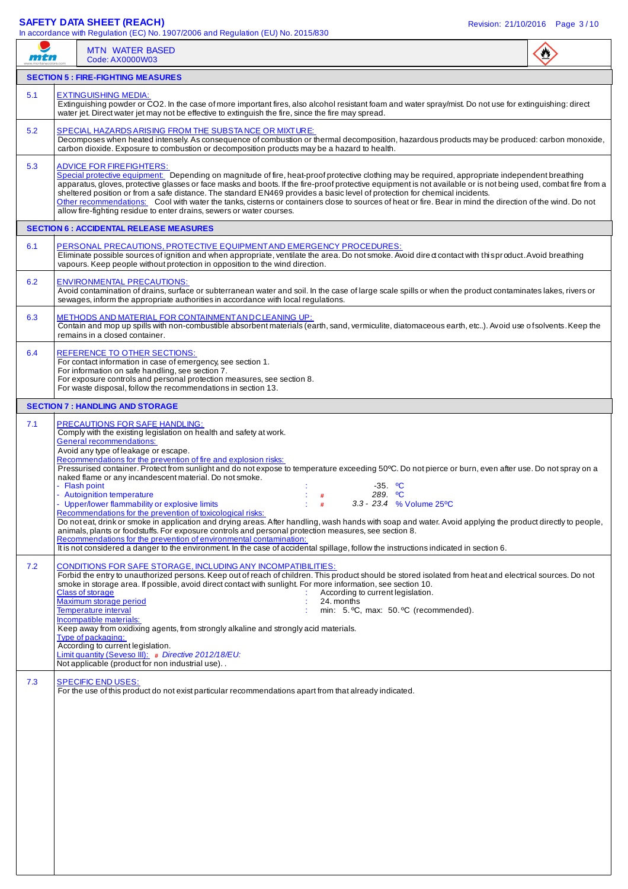MTN WATER BASED
Code: AX0000W03

## SECTION 5 : FIRE-FIGHTING MEASURES

**5.1 EXTINGUISHING MEDIA:**

Extinguishing powder or CO2. In the case of more important fires, also alcohol resistant foam and water spray/mist. Do not use for extinguishing: direct water jet. Direct water jet may not be effective to extinguish the fire, since the fire may spread.

**5.2 SPECIAL HAZARDS ARISING FROM THE SUBSTANCE OR MIXTURE:**

Decomposes when heated intensely. As consequence of combustion or thermal decomposition, hazardous products may be produced: carbon monoxide, carbon dioxide. Exposure to combustion or decomposition products may be a hazard to health.

**5.3 ADVICE FOR FIREFIGHTERS:**

Special protective equipment: Depending on magnitude of fire, heat-proof protective clothing may be required, appropriate independent breathing apparatus, gloves, protective glasses or face masks and boots. If the fire-proof protective equipment is not available or is not being used, combat fire from a sheltered position or from a safe distance. The standard EN469 provides a basic level of protection for chemical incidents.

Other recommendations: Cool with water the tanks, cisterns or containers close to sources of heat or fire. Bear in mind the direction of the wind. Do not allow fire-fighting residue to enter drains, sewers or water courses.

## SECTION 6 : ACCIDENTAL RELEASE MEASURES

**6.1 PERSONAL PRECAUTIONS, PROTECTIVE EQUIPMENT AND EMERGENCY PROCEDURES:**

Eliminate possible sources of ignition and when appropriate, ventilate the area. Do not smoke. Avoid direct contact with this product. Avoid breathing vapours. Keep people without protection in opposition to the wind direction.

**6.2 ENVIRONMENTAL PRECAUTIONS:**

Avoid contamination of drains, surface or subterranean water and soil. In the case of large scale spills or when the product contaminates lakes, rivers or sewages, inform the appropriate authorities in accordance with local regulations.

**6.3 METHODS AND MATERIAL FOR CONTAINMENT AND CLEANING UP:**

Contain and mop up spills with non-combustible absorbent materials (earth, sand, vermiculite, diatomaceous earth, etc..). Avoid use of solvents. Keep the remains in a closed container.

**6.4 REFERENCE TO OTHER SECTIONS:**

For contact information in case of emergency, see section 1.
For information on safe handling, see section 7.
For exposure controls and personal protection measures, see section 8.
For waste disposal, follow the recommendations in section 13.

## SECTION 7 : HANDLING AND STORAGE

**7.1 PRECAUTIONS FOR SAFE HANDLING:**

Comply with the existing legislation on health and safety at work.

General recommendations:

Avoid any type of leakage or escape.

Recommendations for the prevention of fire and explosion risks:

Pressurised container. Protect from sunlight and do not expose to temperature exceeding 50ºC. Do not pierce or burn, even after use. Do not spray on a naked flame or any incandescent material. Do not smoke.

- Flash point : -35. ºC
- Autoignition temperature : # 289. ºC
- Upper/lower flammability or explosive limits : # 3.3 - 23.4 % Volume 25ºC

Recommendations for the prevention of toxicological risks:

Do not eat, drink or smoke in application and drying areas. After handling, wash hands with soap and water. Avoid applying the product directly to people, animals, plants or foodstuffs. For exposure controls and personal protection measures, see section 8.

Recommendations for the prevention of environmental contamination:

It is not considered a danger to the environment. In the case of accidental spillage, follow the instructions indicated in section 6.

**7.2 CONDITIONS FOR SAFE STORAGE, INCLUDING ANY INCOMPATIBILITIES:**

Forbid the entry to unauthorized persons. Keep out of reach of children. This product should be stored isolated from heat and electrical sources. Do not smoke in storage area. If possible, avoid direct contact with sunlight. For more information, see section 10.

Class of storage : According to current legislation.
Maximum storage period : 24. months
Temperature interval : min: 5. ºC, max: 50. ºC (recommended).

Incompatible materials:

Keep away from oxidixing agents, from strongly alkaline and strongly acid materials.

Type of packaging:

According to current legislation.

Limit quantity (Seveso III): # *Directive 2012/18/EU:*

Not applicable (product for non industrial use)..

**7.3 SPECIFIC END USES:**

For the use of this product do not exist particular recommendations apart from that already indicated.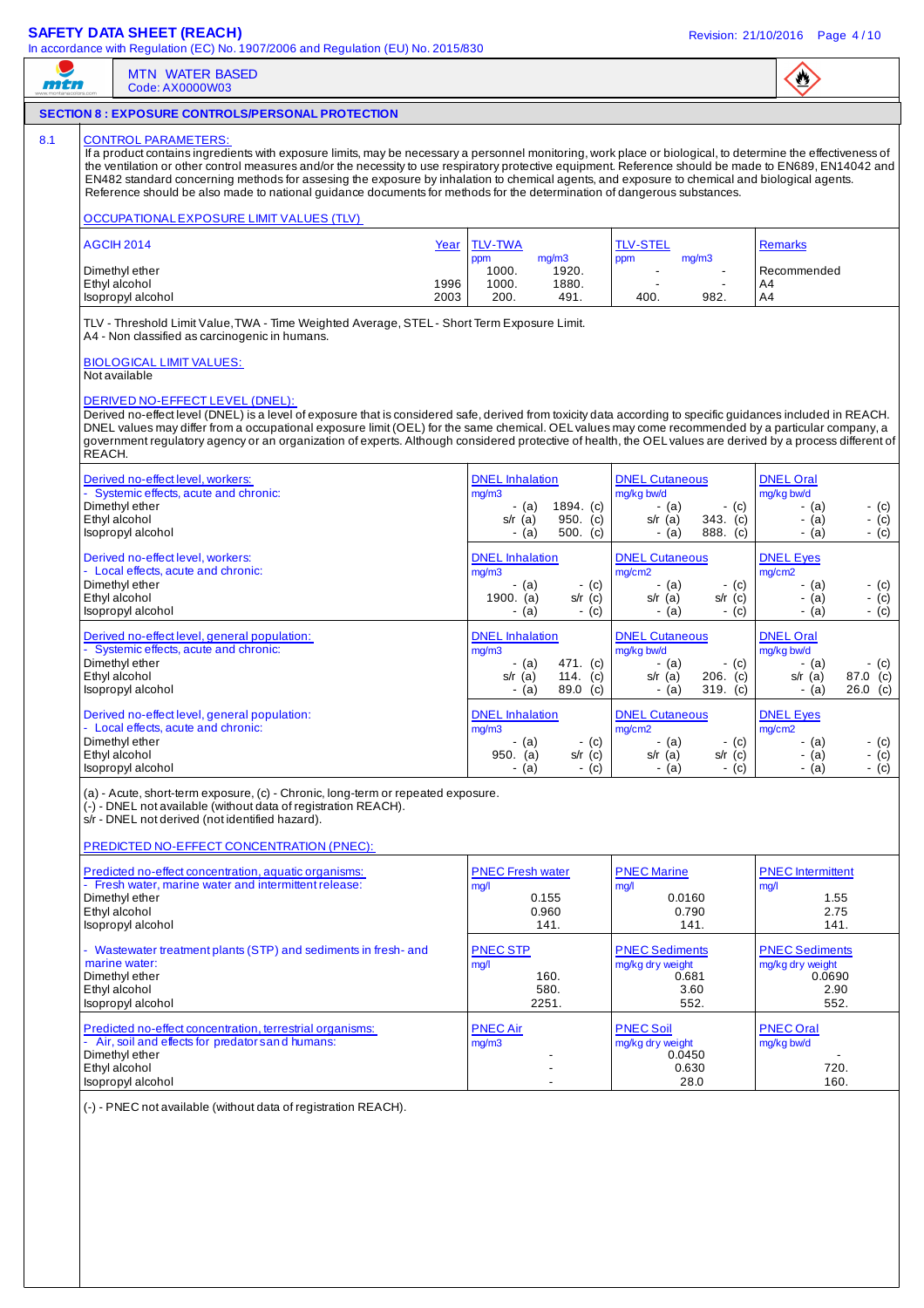MTN WATER BASED
Code: AX0000W03

## SECTION 8 : EXPOSURE CONTROLS/PERSONAL PROTECTION

### 8.1 CONTROL PARAMETERS:

If a product contains ingredients with exposure limits, may be necessary a personnel monitoring, work place or biological, to determine the effectiveness of the ventilation or other control measures and/or the necessity to use respiratory protective equipment. Reference should be made to EN689, EN14042 and EN482 standard concerning methods for assesing the exposure by inhalation to chemical agents, and exposure to chemical and biological agents. Reference should be also made to national guidance documents for methods for the determination of dangerous substances.

OCCUPATIONAL EXPOSURE LIMIT VALUES (TLV)

| AGCIH 2014 | Year | TLV-TWA ppm | TLV-TWA mg/m3 | TLV-STEL ppm | TLV-STEL mg/m3 | Remarks |
|---|---|---|---|---|---|---|
| Dimethyl ether | | 1000. | 1920. | - | - | Recommended |
| Ethyl alcohol | 1996 | 1000. | 1880. | - | - | A4 |
| Isopropyl alcohol | 2003 | 200. | 491. | 400. | 982. | A4 |

TLV - Threshold Limit Value, TWA - Time Weighted Average, STEL - Short Term Exposure Limit.
A4 - Non classified as carcinogenic in humans.

BIOLOGICAL LIMIT VALUES:
Not available

DERIVED NO-EFFECT LEVEL (DNEL):
Derived no-effect level (DNEL) is a level of exposure that is considered safe, derived from toxicity data according to specific guidances included in REACH. DNEL values may differ from a occupational exposure limit (OEL) for the same chemical. OEL values may come recommended by a particular company, a government regulatory agency or an organization of experts. Although considered protective of health, the OEL values are derived by a process different of REACH.

| Derived no-effect level, workers: - Systemic effects, acute and chronic: | DNEL Inhalation mg/m3 (a) | DNEL Inhalation mg/m3 (c) | DNEL Cutaneous mg/kg bw/d (a) | DNEL Cutaneous mg/kg bw/d (c) | DNEL Oral mg/kg bw/d (a) | DNEL Oral mg/kg bw/d (c) |
|---|---|---|---|---|---|---|
| Dimethyl ether | - | 1894. | - | - | - | - |
| Ethyl alcohol | s/r | 950. | s/r | 343. | - | - |
| Isopropyl alcohol | - | 500. | - | 888. | - | - |

| Derived no-effect level, workers: - Local effects, acute and chronic: | DNEL Inhalation mg/m3 (a) | DNEL Inhalation mg/m3 (c) | DNEL Cutaneous mg/cm2 (a) | DNEL Cutaneous mg/cm2 (c) | DNEL Eyes mg/cm2 (a) | DNEL Eyes mg/cm2 (c) |
|---|---|---|---|---|---|---|
| Dimethyl ether | - | - | - | - | - | - |
| Ethyl alcohol | 1900. | s/r | s/r | s/r | - | - |
| Isopropyl alcohol | - | - | - | - | - | - |

| Derived no-effect level, general population: - Systemic effects, acute and chronic: | DNEL Inhalation mg/m3 (a) | DNEL Inhalation mg/m3 (c) | DNEL Cutaneous mg/kg bw/d (a) | DNEL Cutaneous mg/kg bw/d (c) | DNEL Oral mg/kg bw/d (a) | DNEL Oral mg/kg bw/d (c) |
|---|---|---|---|---|---|---|
| Dimethyl ether | - | 471. | - | - | - | - |
| Ethyl alcohol | s/r | 114. | s/r | 206. | s/r | 87.0 |
| Isopropyl alcohol | - | 89.0 | - | 319. | - | 26.0 |

| Derived no-effect level, general population: - Local effects, acute and chronic: | DNEL Inhalation mg/m3 (a) | DNEL Inhalation mg/m3 (c) | DNEL Cutaneous mg/cm2 (a) | DNEL Cutaneous mg/cm2 (c) | DNEL Eyes mg/cm2 (a) | DNEL Eyes mg/cm2 (c) |
|---|---|---|---|---|---|---|
| Dimethyl ether | - | - | - | - | - | - |
| Ethyl alcohol | 950. | s/r | s/r | s/r | - | - |
| Isopropyl alcohol | - | - | - | - | - | - |

(a) - Acute, short-term exposure, (c) - Chronic, long-term or repeated exposure.
(-) - DNEL not available (without data of registration REACH).
s/r - DNEL not derived (not identified hazard).

PREDICTED NO-EFFECT CONCENTRATION (PNEC):

| Predicted no-effect concentration, aquatic organisms: - Fresh water, marine water and intermittent release: | PNEC Fresh water mg/l | PNEC Marine mg/l | PNEC Intermittent mg/l |
|---|---|---|---|
| Dimethyl ether | 0.155 | 0.0160 | 1.55 |
| Ethyl alcohol | 0.960 | 0.790 | 2.75 |
| Isopropyl alcohol | 141. | 141. | 141. |

| - Wastewater treatment plants (STP) and sediments in fresh- and marine water: | PNEC STP mg/l | PNEC Sediments mg/kg dry weight | PNEC Sediments mg/kg dry weight |
|---|---|---|---|
| Dimethyl ether | 160. | 0.681 | 0.0690 |
| Ethyl alcohol | 580. | 3.60 | 2.90 |
| Isopropyl alcohol | 2251. | 552. | 552. |

| Predicted no-effect concentration, terrestrial organisms: - Air, soil and effects for predators and humans: | PNEC Air mg/m3 | PNEC Soil mg/kg dry weight | PNEC Oral mg/kg bw/d |
|---|---|---|---|
| Dimethyl ether | - | 0.0450 | - |
| Ethyl alcohol | - | 0.630 | 720. |
| Isopropyl alcohol | - | 28.0 | 160. |

(-) - PNEC not available (without data of registration REACH).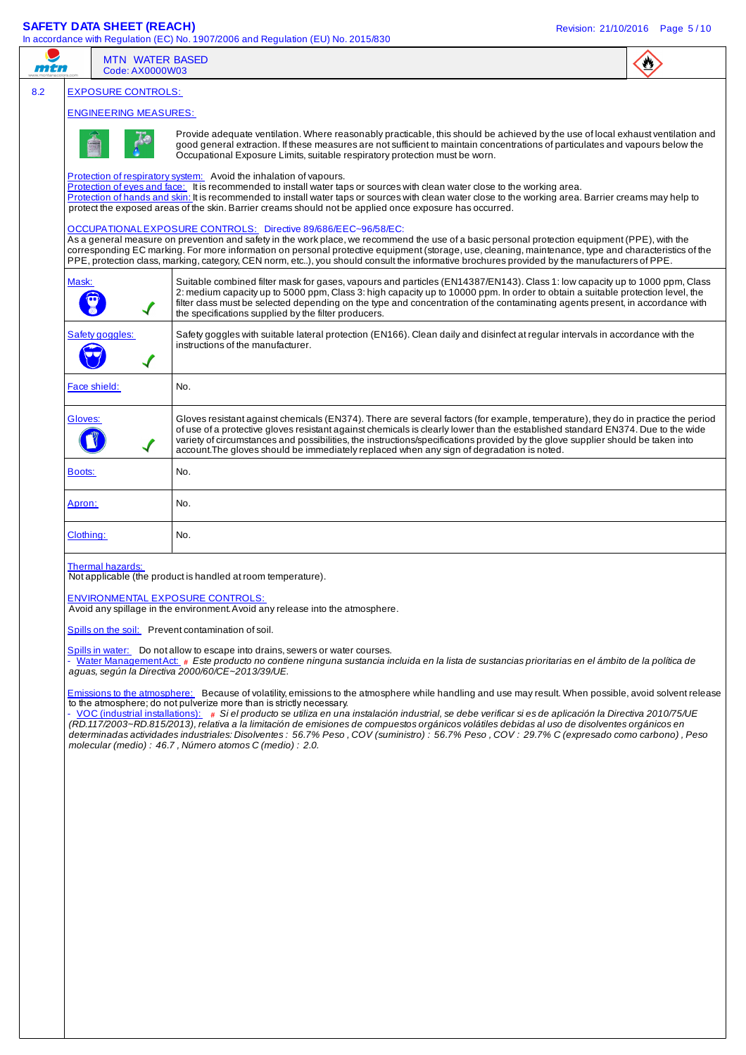**MTN WATER BASED**
Code: AX0000W03

## 8.2 EXPOSURE CONTROLS:

### ENGINEERING MEASURES:

Provide adequate ventilation. Where reasonably practicable, this should be achieved by the use of local exhaust ventilation and good general extraction. If these measures are not sufficient to maintain concentrations of particulates and vapours below the Occupational Exposure Limits, suitable respiratory protection must be worn.

Protection of respiratory system: Avoid the inhalation of vapours.
Protection of eyes and face: It is recommended to install water taps or sources with clean water close to the working area.
Protection of hands and skin: It is recommended to install water taps or sources with clean water close to the working area. Barrier creams may help to protect the exposed areas of the skin. Barrier creams should not be applied once exposure has occurred.

### OCCUPATIONAL EXPOSURE CONTROLS: Directive 89/686/EEC~96/58/EC:

As a general measure on prevention and safety in the work place, we recommend the use of a basic personal protection equipment (PPE), with the corresponding EC marking. For more information on personal protective equipment (storage, use, cleaning, maintenance, type and characteristics of the PPE, protection class, marking, category, CEN norm, etc..), you should consult the informative brochures provided by the manufacturers of PPE.

| | |
|---|---|
| Mask: ✓ | Suitable combined filter mask for gases, vapours and particles (EN14387/EN143). Class 1: low capacity up to 1000 ppm, Class 2: medium capacity up to 5000 ppm, Class 3: high capacity up to 10000 ppm. In order to obtain a suitable protection level, the filter class must be selected depending on the type and concentration of the contaminating agents present, in accordance with the specifications supplied by the filter producers. |
| Safety goggles: ✓ | Safety goggles with suitable lateral protection (EN166). Clean daily and disinfect at regular intervals in accordance with the instructions of the manufacturer. |
| Face shield: | No. |
| Gloves: ✓ | Gloves resistant against chemicals (EN374). There are several factors (for example, temperature), they do in practice the period of use of a protective gloves resistant against chemicals is clearly lower than the established standard EN374. Due to the wide variety of circumstances and possibilities, the instructions/specifications provided by the glove supplier should be taken into account.The gloves should be immediately replaced when any sign of degradation is noted. |
| Boots: | No. |
| Apron: | No. |
| Clothing: | No. |

Thermal hazards:
Not applicable (the product is handled at room temperature).

### ENVIRONMENTAL EXPOSURE CONTROLS:

Avoid any spillage in the environment. Avoid any release into the atmosphere.

Spills on the soil: Prevent contamination of soil.

Spills in water: Do not allow to escape into drains, sewers or water courses.
- Water Management Act: # *Este producto no contiene ninguna sustancia incluida en la lista de sustancias prioritarias en el ámbito de la política de aguas, según la Directiva 2000/60/CE~2013/39/UE.*

Emissions to the atmosphere: Because of volatility, emissions to the atmosphere while handling and use may result. When possible, avoid solvent release to the atmosphere; do not pulverize more than is strictly necessary.
- VOC (industrial installations): # *Si el producto se utiliza en una instalación industrial, se debe verificar si es de aplicación la Directiva 2010/75/UE (RD.117/2003~RD.815/2013), relativa a la limitación de emisiones de compuestos orgánicos volátiles debidas al uso de disolventes orgánicos en determinadas actividades industriales: Disolventes : 56.7% Peso , COV (suministro) : 56.7% Peso , COV : 29.7% C (expresado como carbono) , Peso molecular (medio) : 46.7 , Número atomos C (medio) : 2.0.*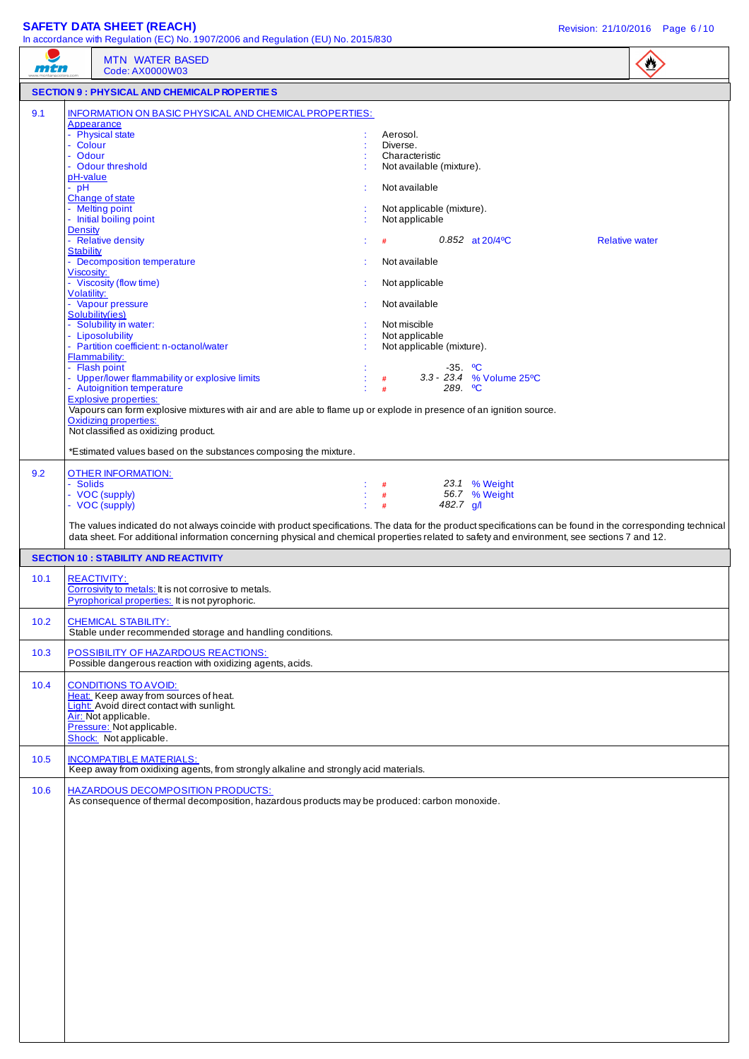**MTN WATER BASED**
Code: AX0000W03

## SECTION 9 : PHYSICAL AND CHEMICAL PROPERTIES

### 9.1 INFORMATION ON BASIC PHYSICAL AND CHEMICAL PROPERTIES:

**Appearance**
- Physical state : Aerosol.
- Colour : Diverse.
- Odour : Characteristic
- Odour threshold : Not available (mixture).

**pH-value**
- pH : Not available

**Change of state**
- Melting point : Not applicable (mixture).
- Initial boiling point : Not applicable

**Density**
- Relative density : # 0.852 at 20/4ºC Relative water

**Stability**
- Decomposition temperature : Not available

**Viscosity:**
- Viscosity (flow time) : Not applicable

**Volatility:**
- Vapour pressure : Not available

**Solubility(ies)**
- Solubility in water: : Not miscible
- Liposolubility : Not applicable
- Partition coefficient: n-octanol/water : Not applicable (mixture).

**Flammability:**
- Flash point : -35. ºC
- Upper/lower flammability or explosive limits : # 3.3 - 23.4 % Volume 25ºC
- Autoignition temperature : # 289. ºC

**Explosive properties:**
Vapours can form explosive mixtures with air and are able to flame up or explode in presence of an ignition source.

**Oxidizing properties:**
Not classified as oxidizing product.

*Estimated values based on the substances composing the mixture.

### 9.2 OTHER INFORMATION:
- Solids : # 23.1 % Weight
- VOC (supply) : # 56.7 % Weight
- VOC (supply) : # 482.7 g/l

The values indicated do not always coincide with product specifications. The data for the product specifications can be found in the corresponding technical data sheet. For additional information concerning physical and chemical properties related to safety and environment, see sections 7 and 12.

## SECTION 10 : STABILITY AND REACTIVITY

### 10.1 REACTIVITY:
Corrosivity to metals: It is not corrosive to metals.
Pyrophorical properties: It is not pyrophoric.

### 10.2 CHEMICAL STABILITY:
Stable under recommended storage and handling conditions.

### 10.3 POSSIBILITY OF HAZARDOUS REACTIONS:
Possible dangerous reaction with oxidizing agents, acids.

### 10.4 CONDITIONS TO AVOID:
Heat: Keep away from sources of heat.
Light: Avoid direct contact with sunlight.
Air: Not applicable.
Pressure: Not applicable.
Shock: Not applicable.

### 10.5 INCOMPATIBLE MATERIALS:
Keep away from oxidizing agents, from strongly alkaline and strongly acid materials.

### 10.6 HAZARDOUS DECOMPOSITION PRODUCTS:
As consequence of thermal decomposition, hazardous products may be produced: carbon monoxide.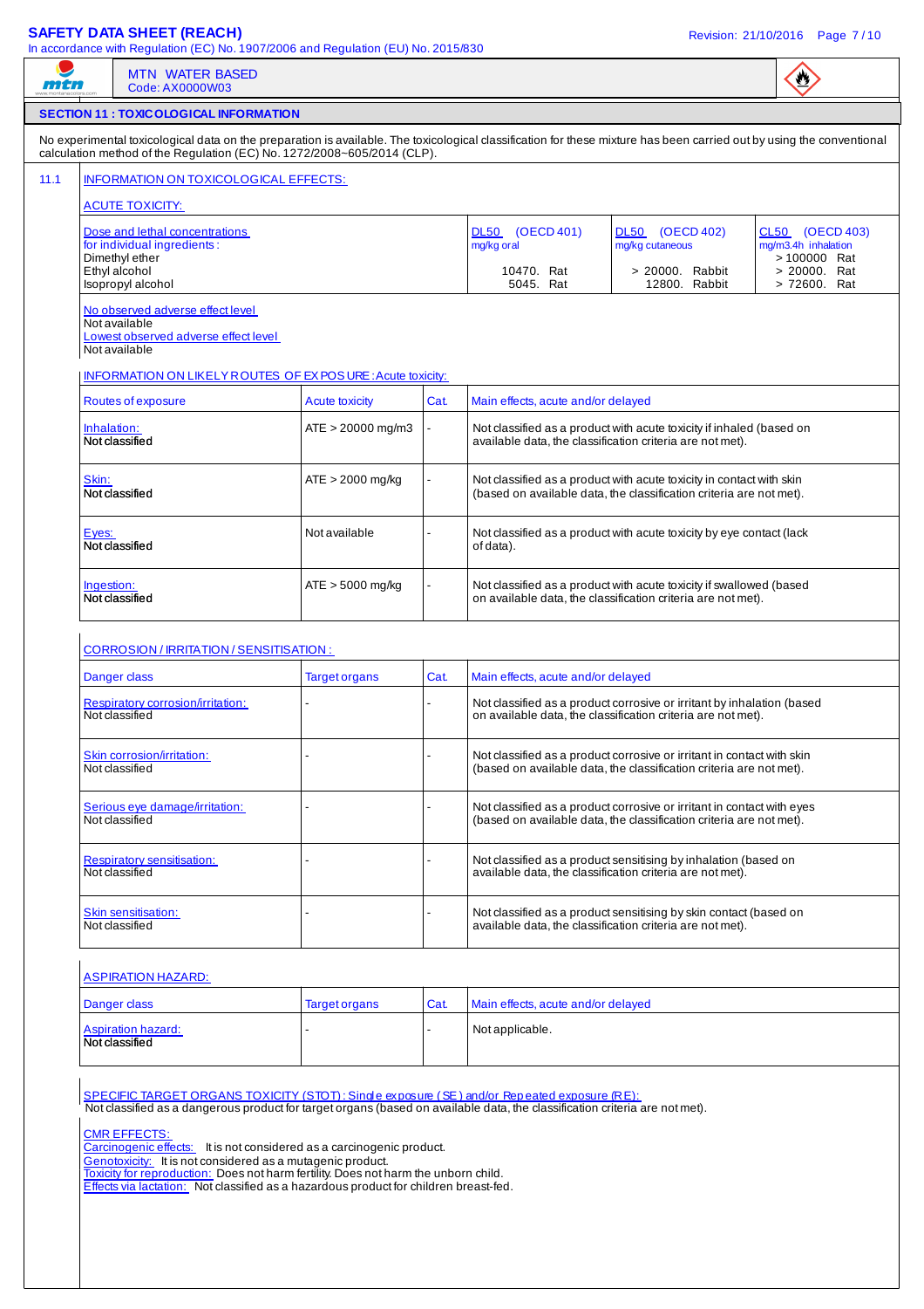## SECTION 11 : TOXICOLOGICAL INFORMATION

No experimental toxicological data on the preparation is available. The toxicological classification for these mixture has been carried out by using the conventional calculation method of the Regulation (EC) No. 1272/2008~605/2014 (CLP).

### 11.1 INFORMATION ON TOXICOLOGICAL EFFECTS:

**ACUTE TOXICITY:**

| Dose and lethal concentrations for individual ingredients : | DL50 (OECD 401) mg/kg oral | DL50 (OECD 402) mg/kg cutaneous | CL50 (OECD 403) mg/m3.4h inhalation |
|---|---|---|---|
| Dimethyl ether | | | > 100000 Rat |
| Ethyl alcohol | 10470. Rat | > 20000. Rabbit | > 20000. Rat |
| Isopropyl alcohol | 5045. Rat | 12800. Rabbit | > 72600. Rat |

No observed adverse effect level
Not available
Lowest observed adverse effect level
Not available

**INFORMATION ON LIKELY ROUTES OF EXPOSURE: Acute toxicity:**

| Routes of exposure | Acute toxicity | Cat. | Main effects, acute and/or delayed |
|---|---|---|---|
| Inhalation: Not classified | ATE > 20000 mg/m3 | - | Not classified as a product with acute toxicity if inhaled (based on available data, the classification criteria are not met). |
| Skin: Not classified | ATE > 2000 mg/kg | - | Not classified as a product with acute toxicity in contact with skin (based on available data, the classification criteria are not met). |
| Eyes: Not classified | Not available | - | Not classified as a product with acute toxicity by eye contact (lack of data). |
| Ingestion: Not classified | ATE > 5000 mg/kg | - | Not classified as a product with acute toxicity if swallowed (based on available data, the classification criteria are not met). |

**CORROSION / IRRITATION / SENSITISATION :**

| Danger class | Target organs | Cat. | Main effects, acute and/or delayed |
|---|---|---|---|
| Respiratory corrosion/irritation: Not classified | - | - | Not classified as a product corrosive or irritant by inhalation (based on available data, the classification criteria are not met). |
| Skin corrosion/irritation: Not classified | - | - | Not classified as a product corrosive or irritant in contact with skin (based on available data, the classification criteria are not met). |
| Serious eye damage/irritation: Not classified | - | - | Not classified as a product corrosive or irritant in contact with eyes (based on available data, the classification criteria are not met). |
| Respiratory sensitisation: Not classified | - | - | Not classified as a product sensitising by inhalation (based on available data, the classification criteria are not met). |
| Skin sensitisation: Not classified | - | - | Not classified as a product sensitising by skin contact (based on available data, the classification criteria are not met). |

**ASPIRATION HAZARD:**

| Danger class | Target organs | Cat. | Main effects, acute and/or delayed |
|---|---|---|---|
| Aspiration hazard: Not classified | - | - | Not applicable. |

**SPECIFIC TARGET ORGANS TOXICITY (STOT): Single exposure (SE) and/or Repeated exposure (RE):**
Not classified as a dangerous product for target organs (based on available data, the classification criteria are not met).

**CMR EFFECTS:**
Carcinogenic effects: It is not considered as a carcinogenic product.
Genotoxicity: It is not considered as a mutagenic product.
Toxicity for reproduction: Does not harm fertility. Does not harm the unborn child.
Effects via lactation: Not classified as a hazardous product for children breast-fed.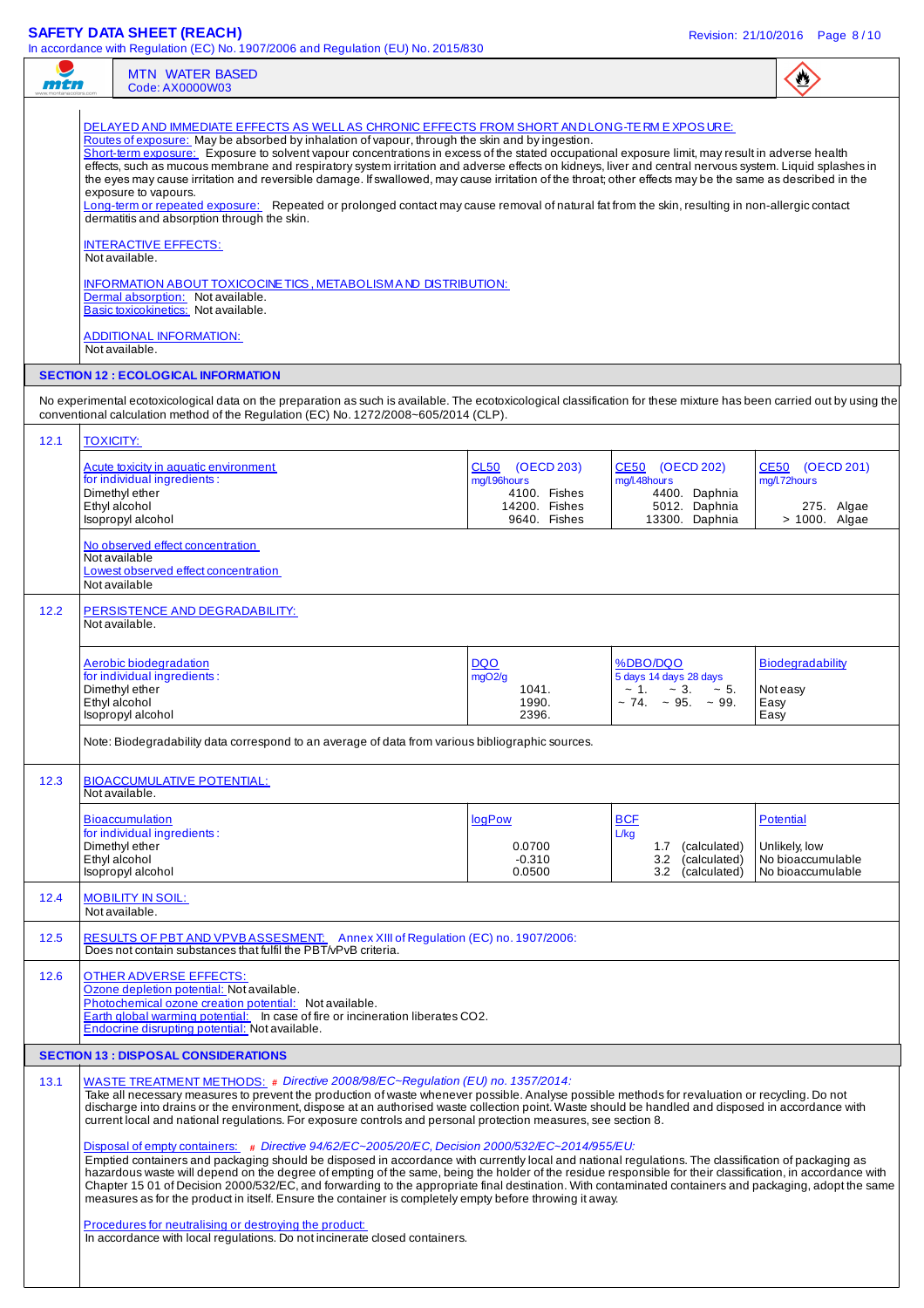DELAYED AND IMMEDIATE EFFECTS AS WELL AS CHRONIC EFFECTS FROM SHORT AND LONG-TERM EXPOSURE:

Routes of exposure: May be absorbed by inhalation of vapour, through the skin and by ingestion.

Short-term exposure: Exposure to solvent vapour concentrations in excess of the stated occupational exposure limit, may result in adverse health effects, such as mucous membrane and respiratory system irritation and adverse effects on kidneys, liver and central nervous system. Liquid splashes in the eyes may cause irritation and reversible damage. If swallowed, may cause irritation of the throat; other effects may be the same as described in the exposure to vapours.

Long-term or repeated exposure: Repeated or prolonged contact may cause removal of natural fat from the skin, resulting in non-allergic contact dermatitis and absorption through the skin.

INTERACTIVE EFFECTS:
Not available.

INFORMATION ABOUT TOXICOCINETICS, METABOLISM AND DISTRIBUTION:
Dermal absorption: Not available.
Basic toxicokinetics: Not available.

ADDITIONAL INFORMATION:
Not available.

## SECTION 12 : ECOLOGICAL INFORMATION

No experimental ecotoxicological data on the preparation as such is available. The ecotoxicological classification for these mixture has been carried out by using the conventional calculation method of the Regulation (EC) No. 1272/2008~605/2014 (CLP).

### 12.1 TOXICITY:

| Acute toxicity in aquatic environment for individual ingredients: | CL50 (OECD 203) mg/l.96hours | CE50 (OECD 202) mg/l.48hours | CE50 (OECD 201) mg/l.72hours |
|---|---|---|---|
| Dimethyl ether | 4100. Fishes | 4400. Daphnia | |
| Ethyl alcohol | 14200. Fishes | 5012. Daphnia | 275. Algae |
| Isopropyl alcohol | 9640. Fishes | 13300. Daphnia | > 1000. Algae |

No observed effect concentration
Not available
Lowest observed effect concentration
Not available

### 12.2 PERSISTENCE AND DEGRADABILITY:
Not available.

| Aerobic biodegradation for individual ingredients: | DQO mgO2/g | %DBO/DQO 5 days 14 days 28 days | Biodegradability |
|---|---|---|---|
| Dimethyl ether | 1041. | ~ 1. ~ 3. ~ 5. | Not easy |
| Ethyl alcohol | 1990. | ~ 74. ~ 95. ~ 99. | Easy |
| Isopropyl alcohol | 2396. | | Easy |

Note: Biodegradability data correspond to an average of data from various bibliographic sources.

### 12.3 BIOACCUMULATIVE POTENTIAL:
Not available.

| Bioaccumulation for individual ingredients: | logPow | BCF L/kg | Potential |
|---|---|---|---|
| Dimethyl ether | 0.0700 | 1.7 (calculated) | Unlikely, low |
| Ethyl alcohol | -0.310 | 3.2 (calculated) | No bioaccumulable |
| Isopropyl alcohol | 0.0500 | 3.2 (calculated) | No bioaccumulable |

### 12.4 MOBILITY IN SOIL:
Not available.

### 12.5 RESULTS OF PBT AND VPVB ASSESMENT: Annex XIII of Regulation (EC) no. 1907/2006:
Does not contain substances that fulfil the PBT/vPvB criteria.

### 12.6 OTHER ADVERSE EFFECTS:
Ozone depletion potential: Not available.
Photochemical ozone creation potential: Not available.
Earth global warming potential: In case of fire or incineration liberates $CO_2$.
Endocrine disrupting potential: Not available.

## SECTION 13 : DISPOSAL CONSIDERATIONS

### 13.1 WASTE TREATMENT METHODS: # *Directive 2008/98/EC~Regulation (EU) no. 1357/2014:*

Take all necessary measures to prevent the production of waste whenever possible. Analyse possible methods for revaluation or recycling. Do not discharge into drains or the environment, dispose at an authorised waste collection point. Waste should be handled and disposed in accordance with current local and national regulations. For exposure controls and personal protection measures, see section 8.

Disposal of empty containers: # *Directive 94/62/EC~2005/20/EC, Decision 2000/532/EC~2014/955/EU:*

Emptied containers and packaging should be disposed in accordance with currently local and national regulations. The classification of packaging as hazardous waste will depend on the degree of empting of the same, being the holder of the residue responsible for their classification, in accordance with Chapter 15 01 of Decision 2000/532/EC, and forwarding to the appropriate final destination. With contaminated containers and packaging, adopt the same measures as for the product in itself. Ensure the container is completely empty before throwing it away.

Procedures for neutralising or destroying the product:
In accordance with local regulations. Do not incinerate closed containers.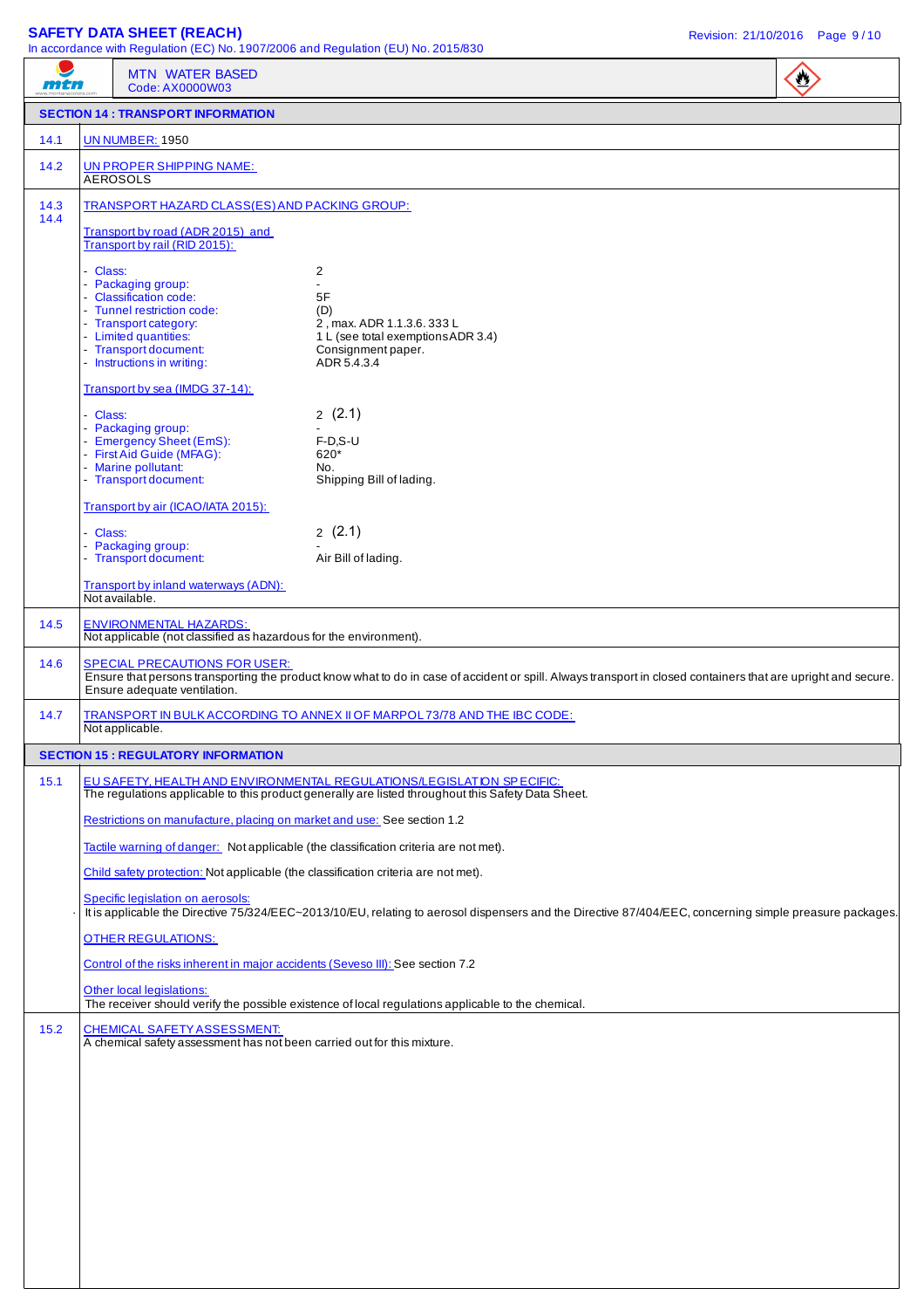MTN WATER BASED
Code: AX0000W03

## SECTION 14 : TRANSPORT INFORMATION

**14.1** UN NUMBER: 1950

**14.2** UN PROPER SHIPPING NAME:
AEROSOLS

**14.3 14.4** TRANSPORT HAZARD CLASS(ES) AND PACKING GROUP:

Transport by road (ADR 2015) and Transport by rail (RID 2015):

- Class: 2
- Packaging group: -
- Classification code: 5F
- Tunnel restriction code: (D)
- Transport category: 2 , max. ADR 1.1.3.6. 333 L
- Limited quantities: 1 L (see total exemptions ADR 3.4)
- Transport document: Consignment paper.
- Instructions in writing: ADR 5.4.3.4

Transport by sea (IMDG 37-14):

- Class: 2 (2.1)
- Packaging group: -
- Emergency Sheet (EmS): F-D,S-U
- First Aid Guide (MFAG): 620*
- Marine pollutant: No.
- Transport document: Shipping Bill of lading.

Transport by air (ICAO/IATA 2015):

- Class: 2 (2.1)
- Packaging group: -
- Transport document: Air Bill of lading.

Transport by inland waterways (ADN):
Not available.

**14.5** ENVIRONMENTAL HAZARDS:
Not applicable (not classified as hazardous for the environment).

**14.6** SPECIAL PRECAUTIONS FOR USER:
Ensure that persons transporting the product know what to do in case of accident or spill. Always transport in closed containers that are upright and secure. Ensure adequate ventilation.

**14.7** TRANSPORT IN BULK ACCORDING TO ANNEX II OF MARPOL 73/78 AND THE IBC CODE:
Not applicable.

## SECTION 15 : REGULATORY INFORMATION

**15.1** EU SAFETY, HEALTH AND ENVIRONMENTAL REGULATIONS/LEGISLATION SPECIFIC:
The regulations applicable to this product generally are listed throughout this Safety Data Sheet.

Restrictions on manufacture, placing on market and use: See section 1.2

Tactile warning of danger: Not applicable (the classification criteria are not met).

Child safety protection: Not applicable (the classification criteria are not met).

Specific legislation on aerosols:
· It is applicable the Directive 75/324/EEC~2013/10/EU, relating to aerosol dispensers and the Directive 87/404/EEC, concerning simple preasure packages.

OTHER REGULATIONS:

Control of the risks inherent in major accidents (Seveso III): See section 7.2

Other local legislations:
The receiver should verify the possible existence of local regulations applicable to the chemical.

**15.2** CHEMICAL SAFETY ASSESSMENT:
A chemical safety assessment has not been carried out for this mixture.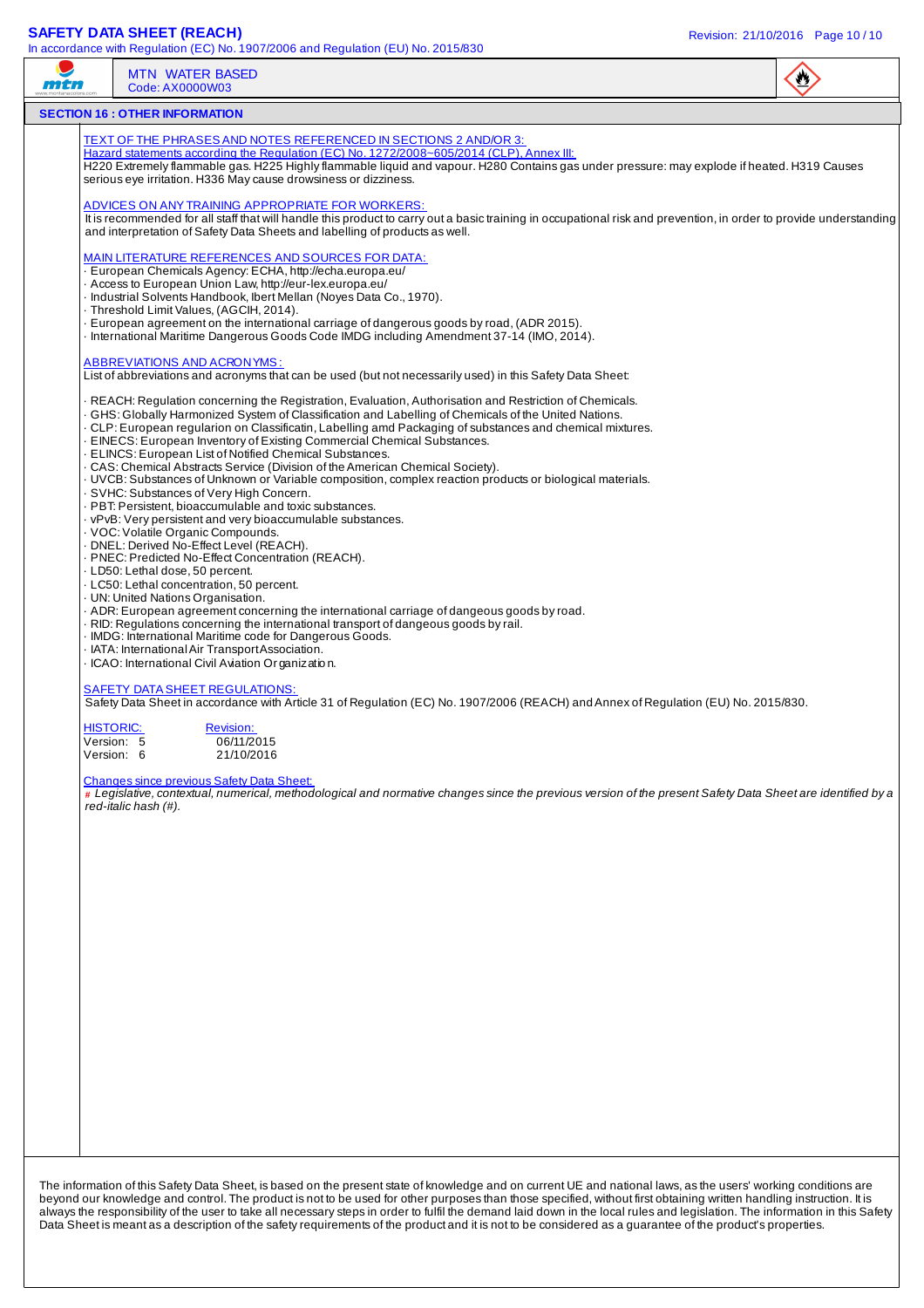## SECTION 16 : OTHER INFORMATION

TEXT OF THE PHRASES AND NOTES REFERENCED IN SECTIONS 2 AND/OR 3:
Hazard statements according the Regulation (EC) No. 1272/2008~605/2014 (CLP), Annex III:
H220 Extremely flammable gas. H225 Highly flammable liquid and vapour. H280 Contains gas under pressure: may explode if heated. H319 Causes serious eye irritation. H336 May cause drowsiness or dizziness.

ADVICES ON ANY TRAINING APPROPRIATE FOR WORKERS:
It is recommended for all staff that will handle this product to carry out a basic training in occupational risk and prevention, in order to provide understanding and interpretation of Safety Data Sheets and labelling of products as well.

MAIN LITERATURE REFERENCES AND SOURCES FOR DATA:
· European Chemicals Agency: ECHA, http://echa.europa.eu/
· Access to European Union Law, http://eur-lex.europa.eu/
· Industrial Solvents Handbook, Ibert Mellan (Noyes Data Co., 1970).
· Threshold Limit Values, (AGCIH, 2014).
· European agreement on the international carriage of dangerous goods by road, (ADR 2015).
· International Maritime Dangerous Goods Code IMDG including Amendment 37-14 (IMO, 2014).

ABBREVIATIONS AND ACRONYMS:
List of abbreviations and acronyms that can be used (but not necessarily used) in this Safety Data Sheet:

· REACH: Regulation concerning the Registration, Evaluation, Authorisation and Restriction of Chemicals.
· GHS: Globally Harmonized System of Classification and Labelling of Chemicals of the United Nations.
· CLP: European regularion on Classificatin, Labelling amd Packaging of substances and chemical mixtures.
· EINECS: European Inventory of Existing Commercial Chemical Substances.
· ELINCS: European List of Notified Chemical Substances.
· CAS: Chemical Abstracts Service (Division of the American Chemical Society).
· UVCB: Substances of Unknown or Variable composition, complex reaction products or biological materials.
· SVHC: Substances of Very High Concern.
· PBT: Persistent, bioaccumulable and toxic substances.
· vPvB: Very persistent and very bioaccumulable substances.
· VOC: Volatile Organic Compounds.
· DNEL: Derived No-Effect Level (REACH).
· PNEC: Predicted No-Effect Concentration (REACH).
· LD50: Lethal dose, 50 percent.
· LC50: Lethal concentration, 50 percent.
· UN: United Nations Organisation.
· ADR: European agreement concerning the international carriage of dangeous goods by road.
· RID: Regulations concerning the international transport of dangeous goods by rail.
· IMDG: International Maritime code for Dangerous Goods.
· IATA: International Air Transport Association.
· ICAO: International Civil Aviation Organization.

SAFETY DATA SHEET REGULATIONS:
Safety Data Sheet in accordance with Article 31 of Regulation (EC) No. 1907/2006 (REACH) and Annex of Regulation (EU) No. 2015/830.

| HISTORIC: | Revision: |
|---|---|
| Version: 5 | 06/11/2015 |
| Version: 6 | 21/10/2016 |

Changes since previous Safety Data Sheet:
*# Legislative, contextual, numerical, methodological and normative changes since the previous version of the present Safety Data Sheet are identified by a red-italic hash (#).*

The information of this Safety Data Sheet, is based on the present state of knowledge and on current UE and national laws, as the users' working conditions are beyond our knowledge and control. The product is not to be used for other purposes than those specified, without first obtaining written handling instruction. It is always the responsibility of the user to take all necessary steps in order to fulfil the demand laid down in the local rules and legislation. The information in this Safety Data Sheet is meant as a description of the safety requirements of the product and it is not to be considered as a guarantee of the product's properties.